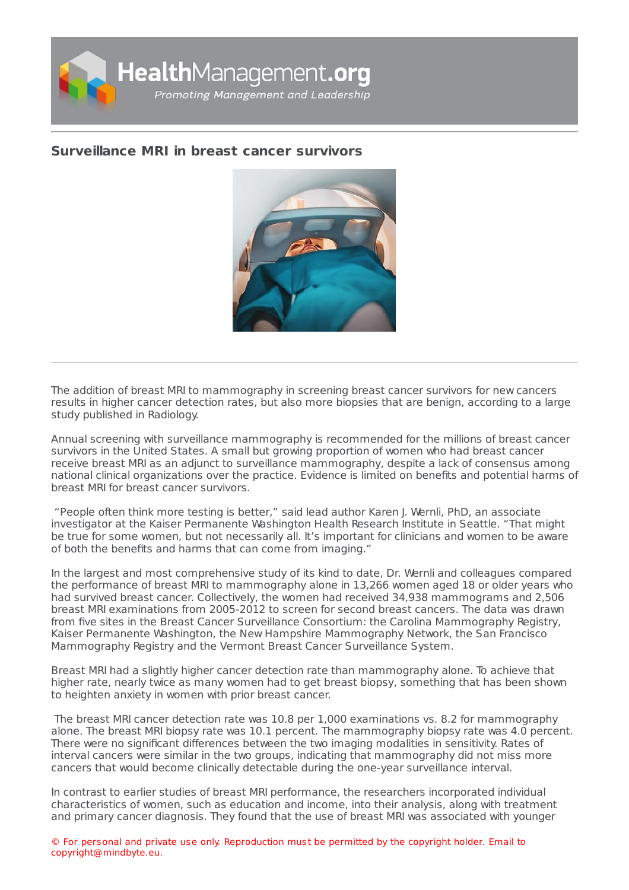# Surveillance MRI in breast cancer survivors

The addition of breast MRI to mammography in screening breast cancer survivors for new cancers results in higher cancer detection rates, but also more biopsies that are benign, according to a large study published in Radiology.

Annual screening with surveillance mammography is recommended for the millions of breast cancer survivors in the United States. A small but growing proportion of women who had breast cancer receive breast MRI as an adjunct to surveillance mammography, despite a lack of consensus among national clinical organizations over the practice. Evidence is limited on benefits and potential harms of breast MRI for breast cancer survivors.

"People often think more testing is better," said lead author Karen J. Wernli, PhD, an associate investigator at the Kaiser Permanente Washington Health Research Institute in Seattle. "That might be true for some women, but not necessarily all. It's important for clinicians and women to be aware of both the benefits and harms that can come from imaging."

In the largest and most comprehensive study of its kind to date, Dr. Wernli and colleagues compared the performance of breast MRI to mammography alone in 13,266 women aged 18 or older years who had survived breast cancer. Collectively, the women had received 34,938 mammograms and 2,506 breast MRI examinations from 2005-2012 to screen for second breast cancers. The data was drawn from five sites in the Breast Cancer Surveillance Consortium: the Carolina Mammography Registry, Kaiser Permanente Washington, the New Hampshire Mammography Network, the San Francisco Mammography Registry and the Vermont Breast Cancer Surveillance System.

Breast MRI had a slightly higher cancer detection rate than mammography alone. To achieve that higher rate, nearly twice as many women had to get breast biopsy, something that has been shown to heighten anxiety in women with prior breast cancer.

The breast MRI cancer detection rate was 10.8 per 1,000 examinations vs. 8.2 for mammography alone. The breast MRI biopsy rate was 10.1 percent. The mammography biopsy rate was 4.0 percent. There were no significant differences between the two imaging modalities in sensitivity. Rates of interval cancers were similar in the two groups, indicating that mammography did not miss more cancers that would become clinically detectable during the one-year surveillance interval.

In contrast to earlier studies of breast MRI performance, the researchers incorporated individual characteristics of women, such as education and income, into their analysis, along with treatment and primary cancer diagnosis. They found that the use of breast MRI was associated with younger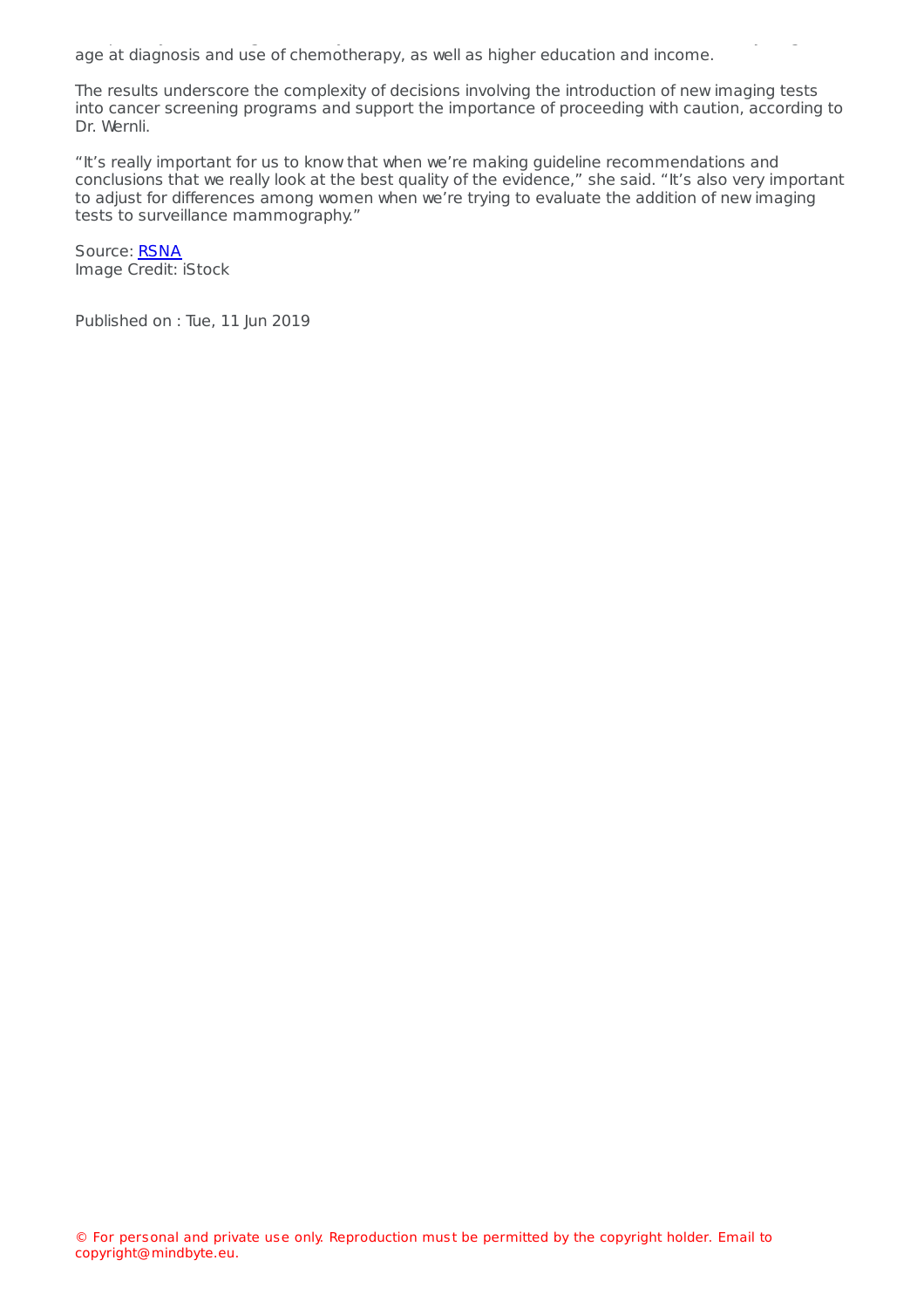age at diagnosis and use of chemotherapy, as well as higher education and income.

The results underscore the complexity of decisions involving the introduction of new imaging tests into cancer screening programs and support the importance of proceeding with caution, according to Dr. Wernli.

"It's really important for us to know that when we're making guideline recommendations and conclusions that we really look at the best quality of the evidence," she said. "It's also very important to adjust for differences among women when we're trying to evaluate the addition of new imaging tests to surveillance mammography."

Source: RSNA
Image Credit: iStock

Published on : Tue, 11 Jun 2019

© For personal and private use only. Reproduction must be permitted by the copyright holder. Email to copyright@mindbyte.eu.